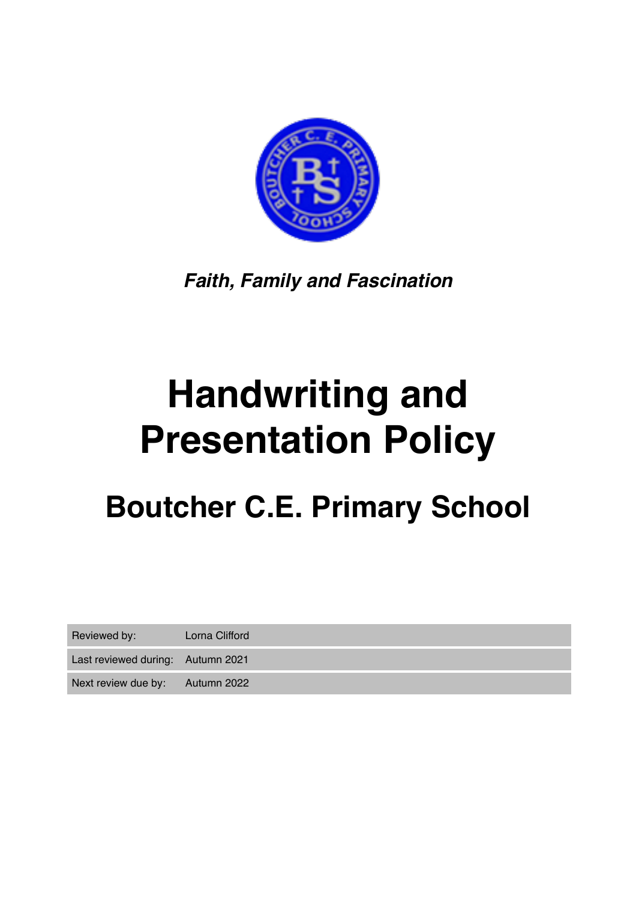*Faith, Family and Fascination*

# Handwriting and Presentation Policy

## Boutcher C.E. Primary School

| | |
|---|---|
| Reviewed by: | Lorna Clifford |
| Last reviewed during: | Autumn 2021 |
| Next review due by: | Autumn 2022 |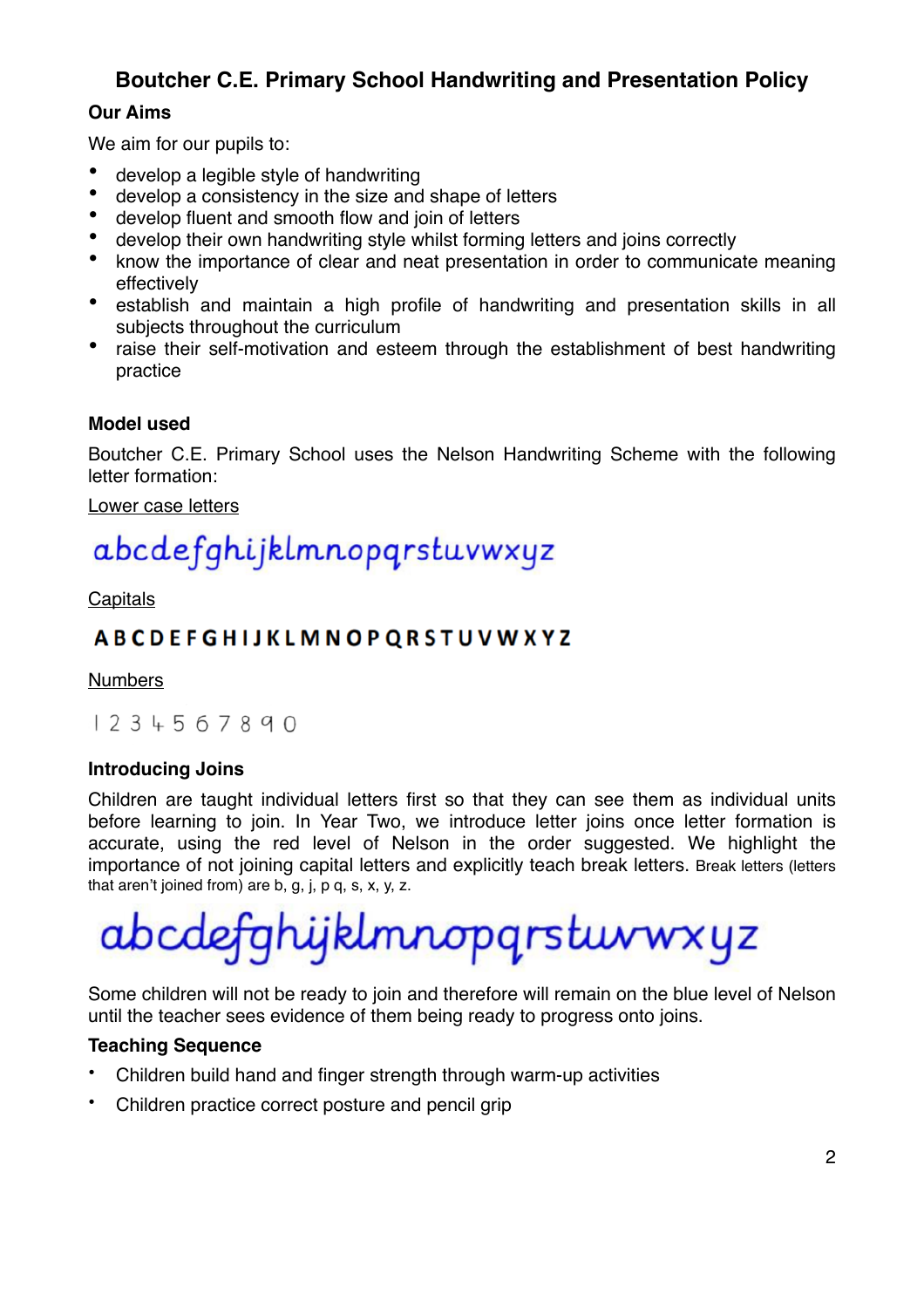# Boutcher C.E. Primary School Handwriting and Presentation Policy

**Our Aims**

We aim for our pupils to:

- develop a legible style of handwriting
- develop a consistency in the size and shape of letters
- develop fluent and smooth flow and join of letters
- develop their own handwriting style whilst forming letters and joins correctly
- know the importance of clear and neat presentation in order to communicate meaning effectively
- establish and maintain a high profile of handwriting and presentation skills in all subjects throughout the curriculum
- raise their self-motivation and esteem through the establishment of best handwriting practice

**Model used**

Boutcher C.E. Primary School uses the Nelson Handwriting Scheme with the following letter formation:

Lower case letters

abcdefghijklmnopqrstuvwxyz

Capitals

A B C D E F G H I J K L M N O P Q R S T U V W X Y Z

Numbers

1 2 3 4 5 6 7 8 9 0

**Introducing Joins**

Children are taught individual letters first so that they can see them as individual units before learning to join. In Year Two, we introduce letter joins once letter formation is accurate, using the red level of Nelson in the order suggested. We highlight the importance of not joining capital letters and explicitly teach break letters. Break letters (letters that aren't joined from) are b, g, j, p q, s, x, y, z.

abcdefghijklmnopqrstuvwxyz

Some children will not be ready to join and therefore will remain on the blue level of Nelson until the teacher sees evidence of them being ready to progress onto joins.

**Teaching Sequence**

- Children build hand and finger strength through warm-up activities
- Children practice correct posture and pencil grip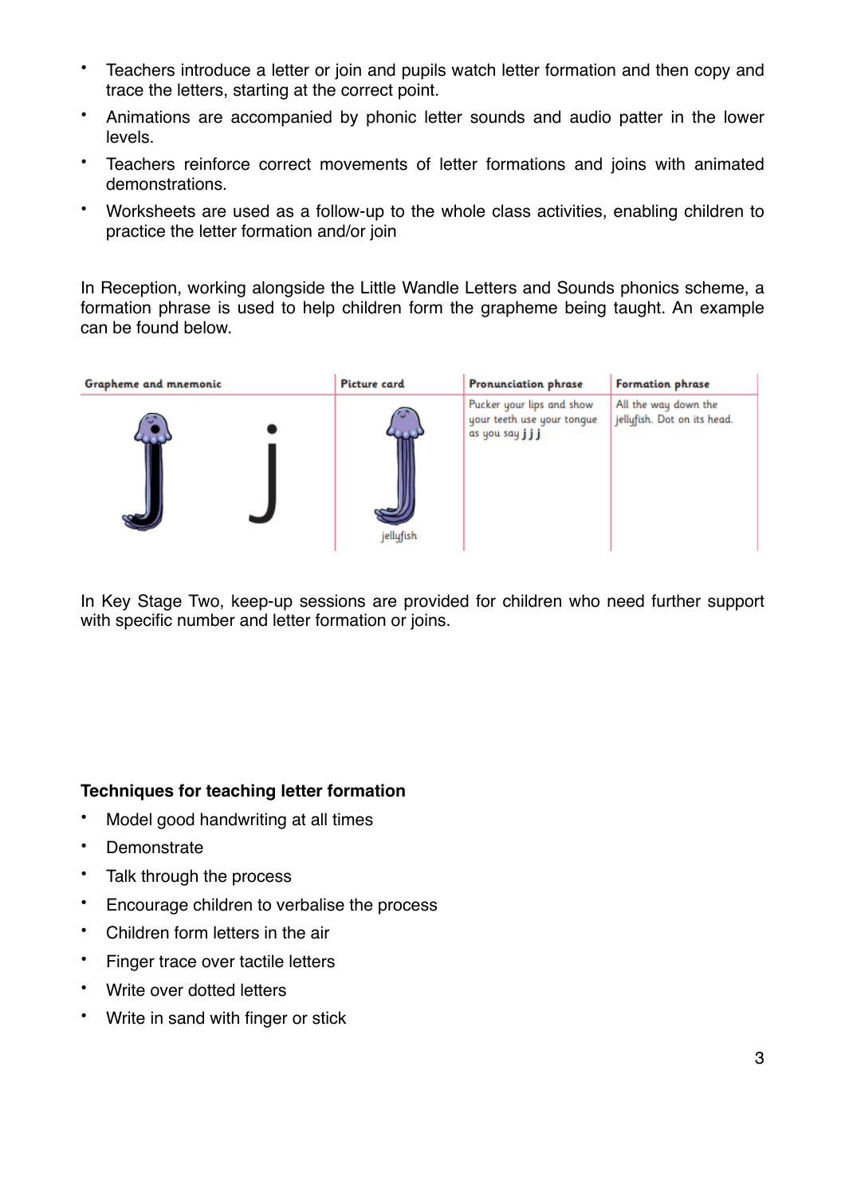- Teachers introduce a letter or join and pupils watch letter formation and then copy and trace the letters, starting at the correct point.
- Animations are accompanied by phonic letter sounds and audio patter in the lower levels.
- Teachers reinforce correct movements of letter formations and joins with animated demonstrations.
- Worksheets are used as a follow-up to the whole class activities, enabling children to practice the letter formation and/or join

In Reception, working alongside the Little Wandle Letters and Sounds phonics scheme, a formation phrase is used to help children form the grapheme being taught. An example can be found below.

| Grapheme and mnemonic | Picture card | Pronunciation phrase | Formation phrase |
|---|---|---|---|
| j | jellyfish | Pucker your lips and show your teeth use your tongue as you say **j j j** | All the way down the jellyfish. Dot on its head. |

In Key Stage Two, keep-up sessions are provided for children who need further support with specific number and letter formation or joins.

**Techniques for teaching letter formation**

- Model good handwriting at all times
- Demonstrate
- Talk through the process
- Encourage children to verbalise the process
- Children form letters in the air
- Finger trace over tactile letters
- Write over dotted letters
- Write in sand with finger or stick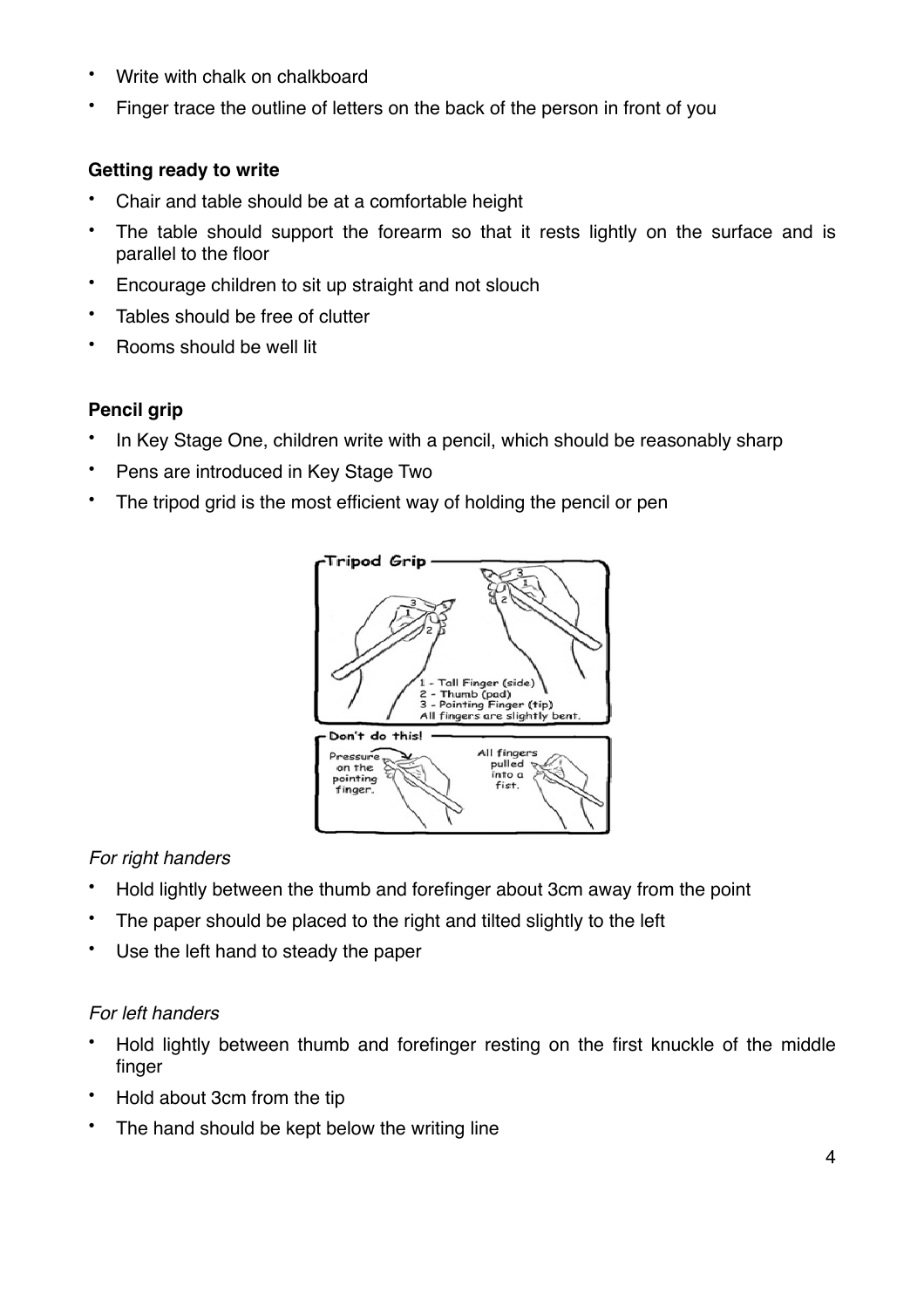- Write with chalk on chalkboard
- Finger trace the outline of letters on the back of the person in front of you

**Getting ready to write**

- Chair and table should be at a comfortable height
- The table should support the forearm so that it rests lightly on the surface and is parallel to the floor
- Encourage children to sit up straight and not slouch
- Tables should be free of clutter
- Rooms should be well lit

**Pencil grip**

- In Key Stage One, children write with a pencil, which should be reasonably sharp
- Pens are introduced in Key Stage Two
- The tripod grid is the most efficient way of holding the pencil or pen

Tripod Grip

1 - Tall Finger (side)
2 - Thumb (pad)
3 - Pointing Finger (tip)
All fingers are slightly bent.

Don't do this!

Pressure on the pointing finger.

All fingers pulled into a fist.

*For right handers*

- Hold lightly between the thumb and forefinger about 3cm away from the point
- The paper should be placed to the right and tilted slightly to the left
- Use the left hand to steady the paper

*For left handers*

- Hold lightly between thumb and forefinger resting on the first knuckle of the middle finger
- Hold about 3cm from the tip
- The hand should be kept below the writing line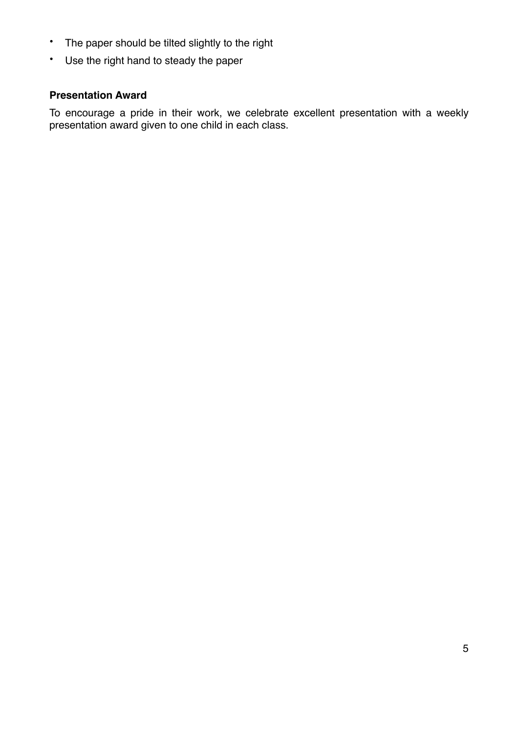- The paper should be tilted slightly to the right
- Use the right hand to steady the paper

**Presentation Award**

To encourage a pride in their work, we celebrate excellent presentation with a weekly presentation award given to one child in each class.